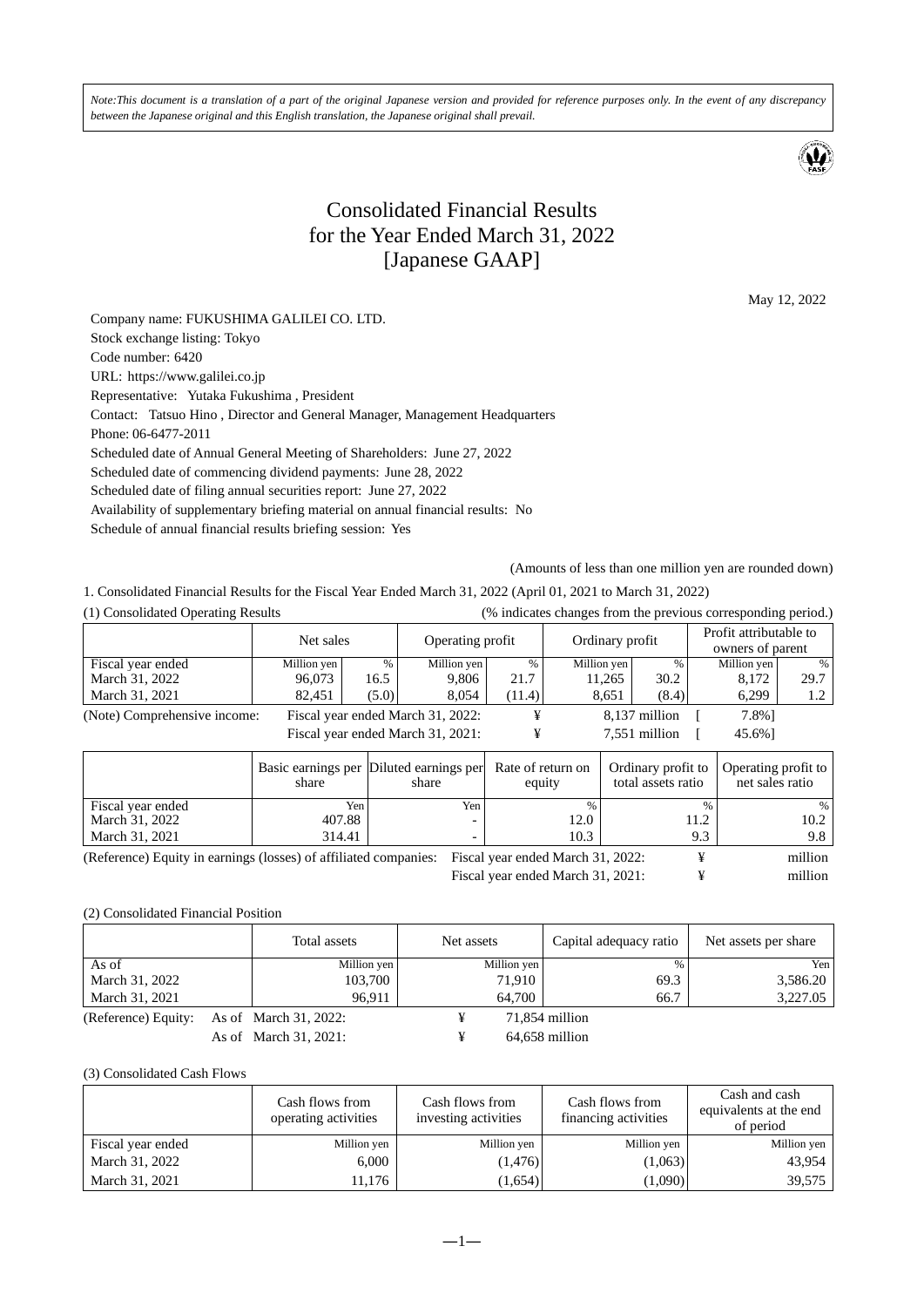*Note:This document is a translation of a part of the original Japanese version and provided for reference purposes only. In the event of any discrepancy between the Japanese original and this English translation, the Japanese original shall prevail.*

# Consolidated Financial Results for the Year Ended March 31, 2022 [Japanese GAAP]

May 12, 2022

Company name: FUKUSHIMA GALILEI CO. LTD.
Stock exchange listing: Tokyo
Code number: 6420
URL: https://www.galilei.co.jp
Representative: Yutaka Fukushima , President
Contact: Tatsuo Hino , Director and General Manager, Management Headquarters
Phone: 06-6477-2011
Scheduled date of Annual General Meeting of Shareholders: June 27, 2022
Scheduled date of commencing dividend payments: June 28, 2022
Scheduled date of filing annual securities report: June 27, 2022
Availability of supplementary briefing material on annual financial results: No
Schedule of annual financial results briefing session: Yes

(Amounts of less than one million yen are rounded down)

1. Consolidated Financial Results for the Fiscal Year Ended March 31, 2022 (April 01, 2021 to March 31, 2022)

(1) Consolidated Operating Results (% indicates changes from the previous corresponding period.)

| | Net sales | | Operating profit | | Ordinary profit | | Profit attributable to owners of parent | |
|---|---|---|---|---|---|---|---|---|
| Fiscal year ended | Million yen | % | Million yen | % | Million yen | % | Million yen | % |
| March 31, 2022 | 96,073 | 16.5 | 9,806 | 21.7 | 11,265 | 30.2 | 8,172 | 29.7 |
| March 31, 2021 | 82,451 | (5.0) | 8,054 | (11.4) | 8,651 | (8.4) | 6,299 | 1.2 |

(Note) Comprehensive income: Fiscal year ended March 31, 2022: ¥ 8,137 million [ 7.8%]
Fiscal year ended March 31, 2021: ¥ 7,551 million [ 45.6%]

| | Basic earnings per share | Diluted earnings per share | Rate of return on equity | Ordinary profit to total assets ratio | Operating profit to net sales ratio |
|---|---|---|---|---|---|
| Fiscal year ended | Yen | Yen | % | % | % |
| March 31, 2022 | 407.88 | - | 12.0 | 11.2 | 10.2 |
| March 31, 2021 | 314.41 | - | 10.3 | 9.3 | 9.8 |

(Reference) Equity in earnings (losses) of affiliated companies: Fiscal year ended March 31, 2022: ¥ million
Fiscal year ended March 31, 2021: ¥ million

(2) Consolidated Financial Position

| | Total assets | Net assets | Capital adequacy ratio | Net assets per share |
|---|---|---|---|---|
| As of | Million yen | Million yen | % | Yen |
| March 31, 2022 | 103,700 | 71,910 | 69.3 | 3,586.20 |
| March 31, 2021 | 96,911 | 64,700 | 66.7 | 3,227.05 |

(Reference) Equity: As of March 31, 2022: ¥ 71,854 million
As of March 31, 2021: ¥ 64,658 million

(3) Consolidated Cash Flows

| | Cash flows from operating activities | Cash flows from investing activities | Cash flows from financing activities | Cash and cash equivalents at the end of period |
|---|---|---|---|---|
| Fiscal year ended | Million yen | Million yen | Million yen | Million yen |
| March 31, 2022 | 6,000 | (1,476) | (1,063) | 43,954 |
| March 31, 2021 | 11,176 | (1,654) | (1,090) | 39,575 |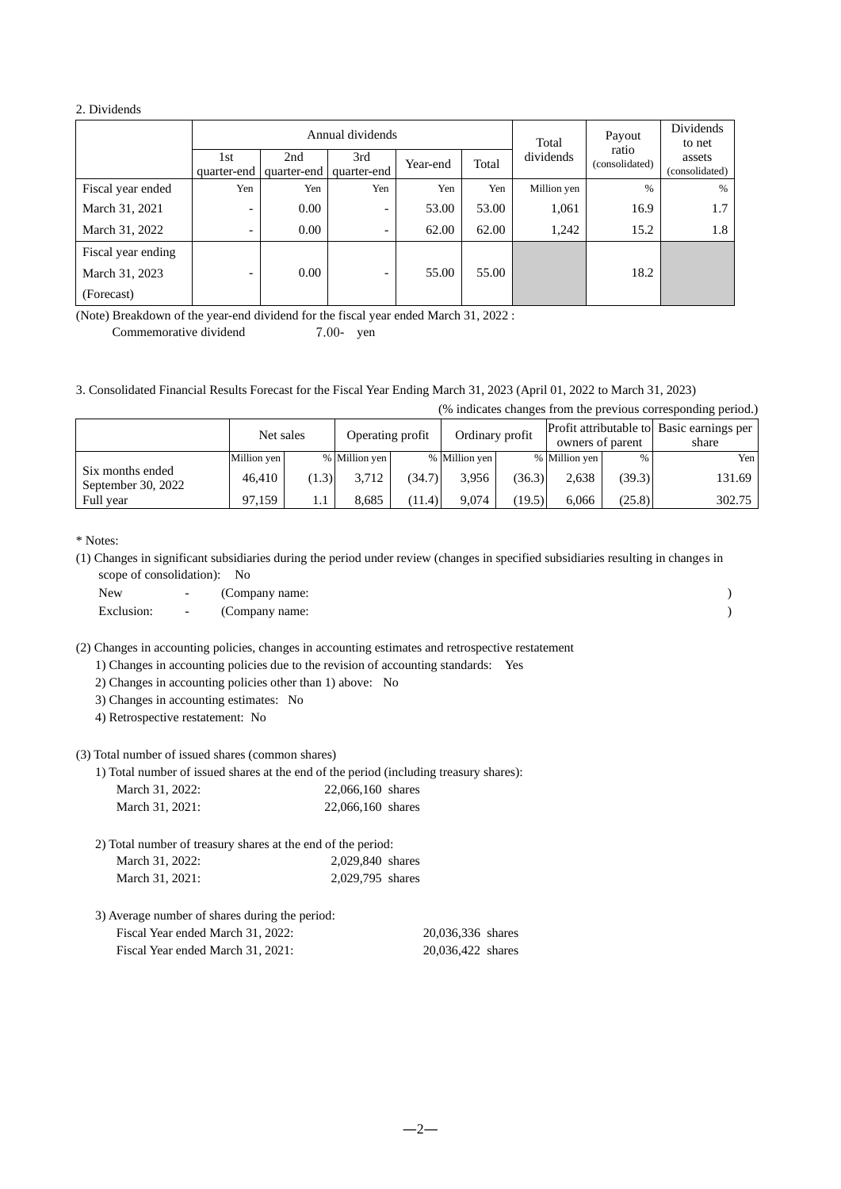2. Dividends

| | Annual dividends | | | | | Total dividends | Payout ratio (consolidated) | Dividends to net assets (consolidated) |
|---|---|---|---|---|---|---|---|---|
| | 1st quarter-end | 2nd quarter-end | 3rd quarter-end | Year-end | Total | | | |
| Fiscal year ended | Yen | Yen | Yen | Yen | Yen | Million yen | % | % |
| March 31, 2021 | - | 0.00 | - | 53.00 | 53.00 | 1,061 | 16.9 | 1.7 |
| March 31, 2022 | - | 0.00 | - | 62.00 | 62.00 | 1,242 | 15.2 | 1.8 |
| Fiscal year ending March 31, 2023 (Forecast) | - | 0.00 | - | 55.00 | 55.00 | | 18.2 | |

(Note) Breakdown of the year-end dividend for the fiscal year ended March 31, 2022 :
Commemorative dividend 7.00- yen

3. Consolidated Financial Results Forecast for the Fiscal Year Ending March 31, 2023 (April 01, 2022 to March 31, 2023)

(% indicates changes from the previous corresponding period.)

| | Net sales | | Operating profit | | Ordinary profit | | Profit attributable to owners of parent | | Basic earnings per share |
|---|---|---|---|---|---|---|---|---|---|
| | Million yen | % | Million yen | % | Million yen | % | Million yen | % | Yen |
| Six months ended September 30, 2022 | 46,410 | (1.3) | 3,712 | (34.7) | 3,956 | (36.3) | 2,638 | (39.3) | 131.69 |
| Full year | 97,159 | 1.1 | 8,685 | (11.4) | 9,074 | (19.5) | 6,066 | (25.8) | 302.75 |

* Notes:

(1) Changes in significant subsidiaries during the period under review (changes in specified subsidiaries resulting in changes in scope of consolidation): No

New - (Company name: )
Exclusion: - (Company name: )

(2) Changes in accounting policies, changes in accounting estimates and retrospective restatement

1) Changes in accounting policies due to the revision of accounting standards: Yes
2) Changes in accounting policies other than 1) above: No
3) Changes in accounting estimates: No
4) Retrospective restatement: No

(3) Total number of issued shares (common shares)

1) Total number of issued shares at the end of the period (including treasury shares):
March 31, 2022: 22,066,160 shares
March 31, 2021: 22,066,160 shares

2) Total number of treasury shares at the end of the period:
March 31, 2022: 2,029,840 shares
March 31, 2021: 2,029,795 shares

3) Average number of shares during the period:
Fiscal Year ended March 31, 2022: 20,036,336 shares
Fiscal Year ended March 31, 2021: 20,036,422 shares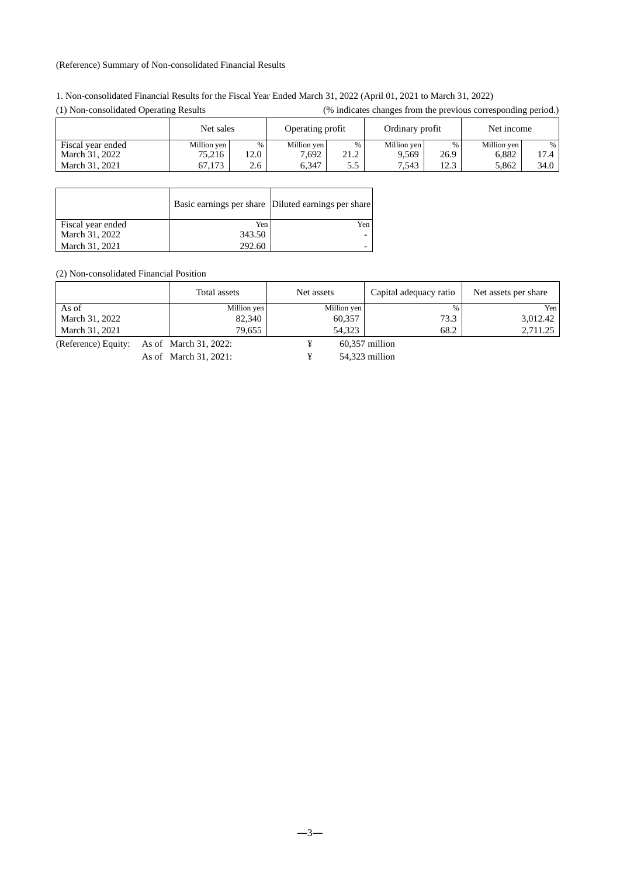(Reference) Summary of Non-consolidated Financial Results

1. Non-consolidated Financial Results for the Fiscal Year Ended March 31, 2022 (April 01, 2021 to March 31, 2022)

(1) Non-consolidated Operating Results (% indicates changes from the previous corresponding period.)

| | Net sales | | Operating profit | | Ordinary profit | | Net income | |
|---|---|---|---|---|---|---|---|---|
| Fiscal year ended | Million yen | % | Million yen | % | Million yen | % | Million yen | % |
| March 31, 2022 | 75,216 | 12.0 | 7,692 | 21.2 | 9,569 | 26.9 | 6,882 | 17.4 |
| March 31, 2021 | 67,173 | 2.6 | 6,347 | 5.5 | 7,543 | 12.3 | 5,862 | 34.0 |

| | Basic earnings per share | Diluted earnings per share |
|---|---|---|
| Fiscal year ended | Yen | Yen |
| March 31, 2022 | 343.50 | - |
| March 31, 2021 | 292.60 | - |

(2) Non-consolidated Financial Position

| | Total assets | Net assets | Capital adequacy ratio | Net assets per share |
|---|---|---|---|---|
| As of | Million yen | Million yen | % | Yen |
| March 31, 2022 | 82,340 | 60,357 | 73.3 | 3,012.42 |
| March 31, 2021 | 79,655 | 54,323 | 68.2 | 2,711.25 |

(Reference) Equity: As of March 31, 2022: ¥ 60,357 million

As of March 31, 2021: ¥ 54,323 million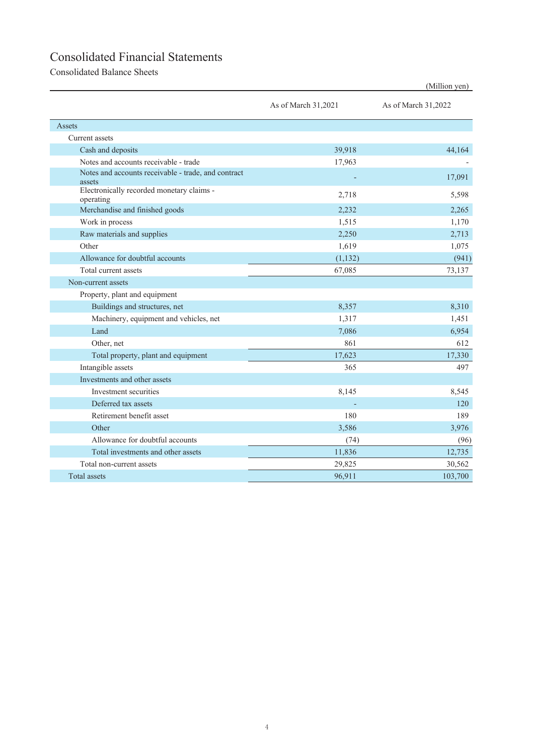# Consolidated Financial Statements

## Consolidated Balance Sheets

(Million yen)

| | As of March 31,2021 | As of March 31,2022 |
|---|---|---|
| Assets | | |
| Current assets | | |
| Cash and deposits | 39,918 | 44,164 |
| Notes and accounts receivable - trade | 17,963 | - |
| Notes and accounts receivable - trade, and contract assets | - | 17,091 |
| Electronically recorded monetary claims - operating | 2,718 | 5,598 |
| Merchandise and finished goods | 2,232 | 2,265 |
| Work in process | 1,515 | 1,170 |
| Raw materials and supplies | 2,250 | 2,713 |
| Other | 1,619 | 1,075 |
| Allowance for doubtful accounts | (1,132) | (941) |
| Total current assets | 67,085 | 73,137 |
| Non-current assets | | |
| Property, plant and equipment | | |
| Buildings and structures, net | 8,357 | 8,310 |
| Machinery, equipment and vehicles, net | 1,317 | 1,451 |
| Land | 7,086 | 6,954 |
| Other, net | 861 | 612 |
| Total property, plant and equipment | 17,623 | 17,330 |
| Intangible assets | 365 | 497 |
| Investments and other assets | | |
| Investment securities | 8,145 | 8,545 |
| Deferred tax assets | - | 120 |
| Retirement benefit asset | 180 | 189 |
| Other | 3,586 | 3,976 |
| Allowance for doubtful accounts | (74) | (96) |
| Total investments and other assets | 11,836 | 12,735 |
| Total non-current assets | 29,825 | 30,562 |
| Total assets | 96,911 | 103,700 |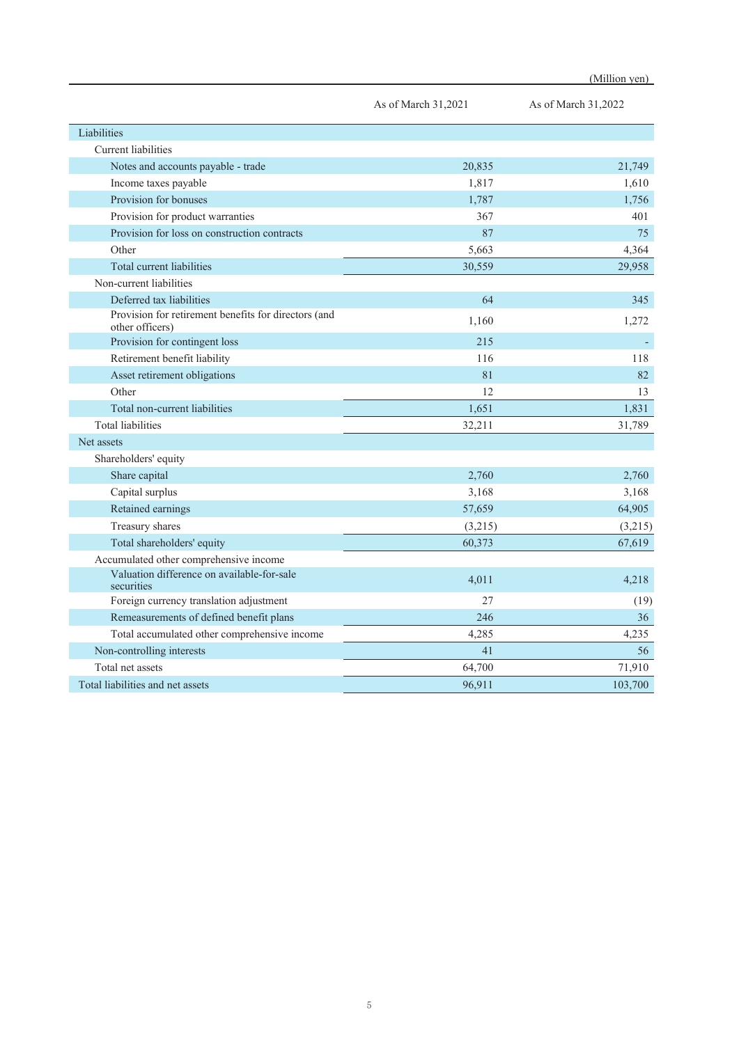(Million yen)

| | As of March 31,2021 | As of March 31,2022 |
|---|---|---|
| Liabilities | | |
| Current liabilities | | |
| Notes and accounts payable - trade | 20,835 | 21,749 |
| Income taxes payable | 1,817 | 1,610 |
| Provision for bonuses | 1,787 | 1,756 |
| Provision for product warranties | 367 | 401 |
| Provision for loss on construction contracts | 87 | 75 |
| Other | 5,663 | 4,364 |
| Total current liabilities | 30,559 | 29,958 |
| Non-current liabilities | | |
| Deferred tax liabilities | 64 | 345 |
| Provision for retirement benefits for directors (and other officers) | 1,160 | 1,272 |
| Provision for contingent loss | 215 | - |
| Retirement benefit liability | 116 | 118 |
| Asset retirement obligations | 81 | 82 |
| Other | 12 | 13 |
| Total non-current liabilities | 1,651 | 1,831 |
| Total liabilities | 32,211 | 31,789 |
| Net assets | | |
| Shareholders' equity | | |
| Share capital | 2,760 | 2,760 |
| Capital surplus | 3,168 | 3,168 |
| Retained earnings | 57,659 | 64,905 |
| Treasury shares | (3,215) | (3,215) |
| Total shareholders' equity | 60,373 | 67,619 |
| Accumulated other comprehensive income | | |
| Valuation difference on available-for-sale securities | 4,011 | 4,218 |
| Foreign currency translation adjustment | 27 | (19) |
| Remeasurements of defined benefit plans | 246 | 36 |
| Total accumulated other comprehensive income | 4,285 | 4,235 |
| Non-controlling interests | 41 | 56 |
| Total net assets | 64,700 | 71,910 |
| Total liabilities and net assets | 96,911 | 103,700 |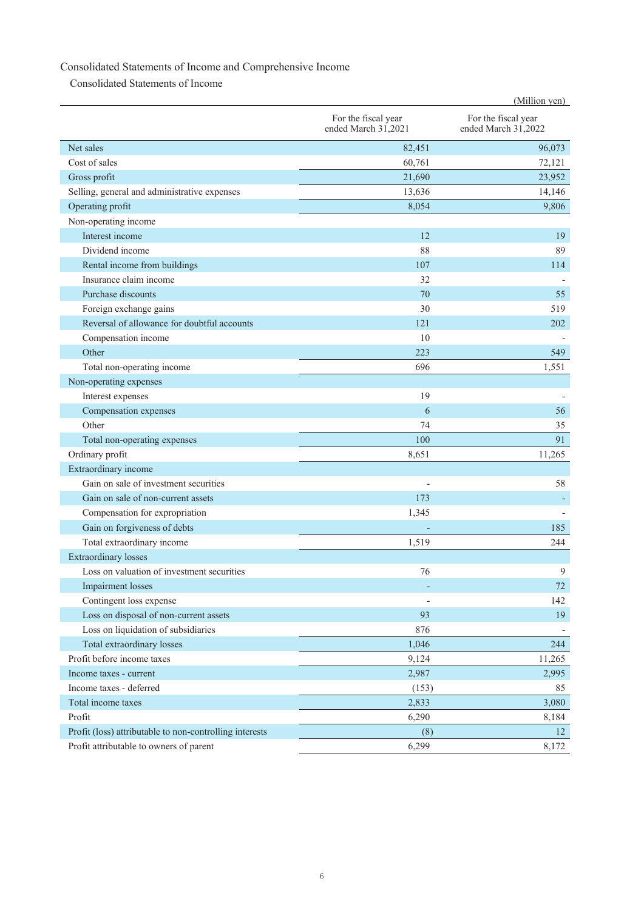# Consolidated Statements of Income and Comprehensive Income

## Consolidated Statements of Income

(Million yen)

| | For the fiscal year ended March 31,2021 | For the fiscal year ended March 31,2022 |
|---|---|---|
| Net sales | 82,451 | 96,073 |
| Cost of sales | 60,761 | 72,121 |
| Gross profit | 21,690 | 23,952 |
| Selling, general and administrative expenses | 13,636 | 14,146 |
| Operating profit | 8,054 | 9,806 |
| Non-operating income | | |
| Interest income | 12 | 19 |
| Dividend income | 88 | 89 |
| Rental income from buildings | 107 | 114 |
| Insurance claim income | 32 | - |
| Purchase discounts | 70 | 55 |
| Foreign exchange gains | 30 | 519 |
| Reversal of allowance for doubtful accounts | 121 | 202 |
| Compensation income | 10 | - |
| Other | 223 | 549 |
| Total non-operating income | 696 | 1,551 |
| Non-operating expenses | | |
| Interest expenses | 19 | - |
| Compensation expenses | 6 | 56 |
| Other | 74 | 35 |
| Total non-operating expenses | 100 | 91 |
| Ordinary profit | 8,651 | 11,265 |
| Extraordinary income | | |
| Gain on sale of investment securities | - | 58 |
| Gain on sale of non-current assets | 173 | - |
| Compensation for expropriation | 1,345 | - |
| Gain on forgiveness of debts | - | 185 |
| Total extraordinary income | 1,519 | 244 |
| Extraordinary losses | | |
| Loss on valuation of investment securities | 76 | 9 |
| Impairment losses | - | 72 |
| Contingent loss expense | - | 142 |
| Loss on disposal of non-current assets | 93 | 19 |
| Loss on liquidation of subsidiaries | 876 | - |
| Total extraordinary losses | 1,046 | 244 |
| Profit before income taxes | 9,124 | 11,265 |
| Income taxes - current | 2,987 | 2,995 |
| Income taxes - deferred | (153) | 85 |
| Total income taxes | 2,833 | 3,080 |
| Profit | 6,290 | 8,184 |
| Profit (loss) attributable to non-controlling interests | (8) | 12 |
| Profit attributable to owners of parent | 6,299 | 8,172 |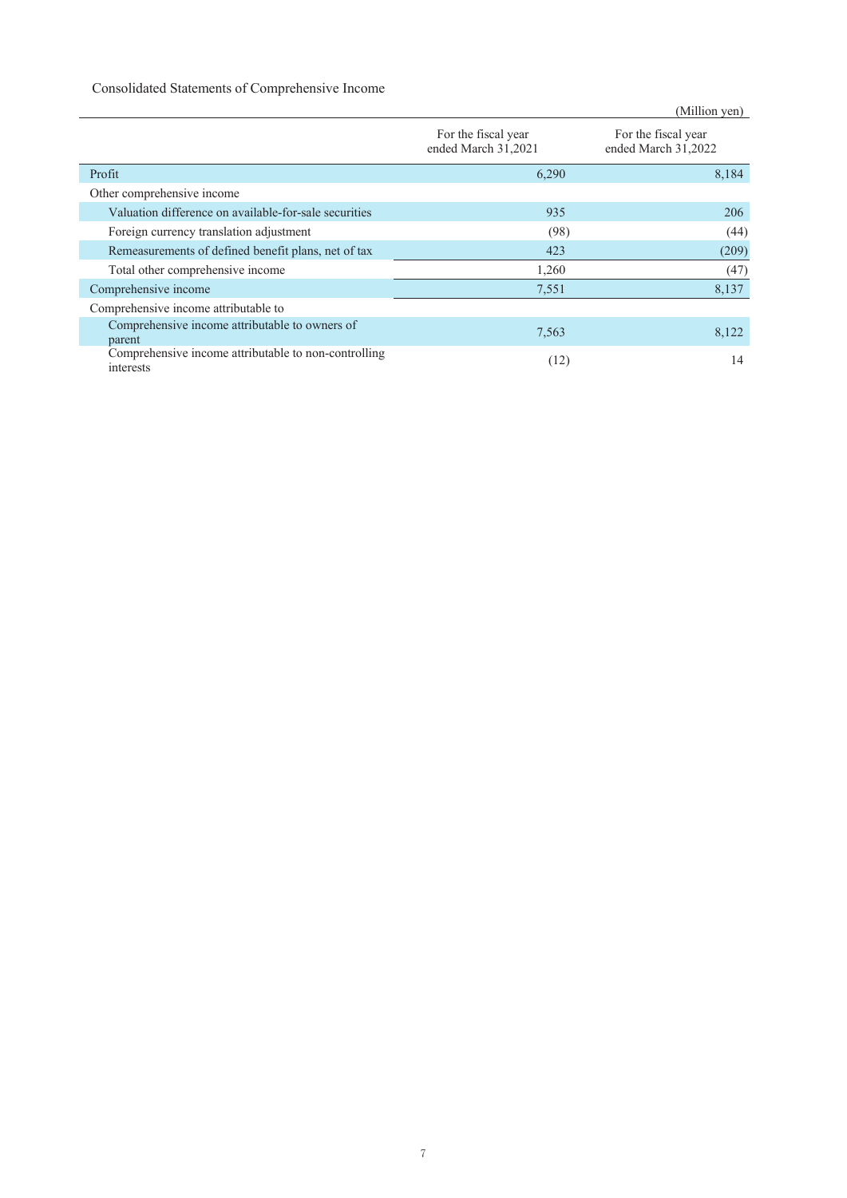Consolidated Statements of Comprehensive Income

(Million yen)

| | For the fiscal year ended March 31,2021 | For the fiscal year ended March 31,2022 |
|---|---|---|
| Profit | 6,290 | 8,184 |
| Other comprehensive income | | |
| Valuation difference on available-for-sale securities | 935 | 206 |
| Foreign currency translation adjustment | (98) | (44) |
| Remeasurements of defined benefit plans, net of tax | 423 | (209) |
| Total other comprehensive income | 1,260 | (47) |
| Comprehensive income | 7,551 | 8,137 |
| Comprehensive income attributable to | | |
| Comprehensive income attributable to owners of parent | 7,563 | 8,122 |
| Comprehensive income attributable to non-controlling interests | (12) | 14 |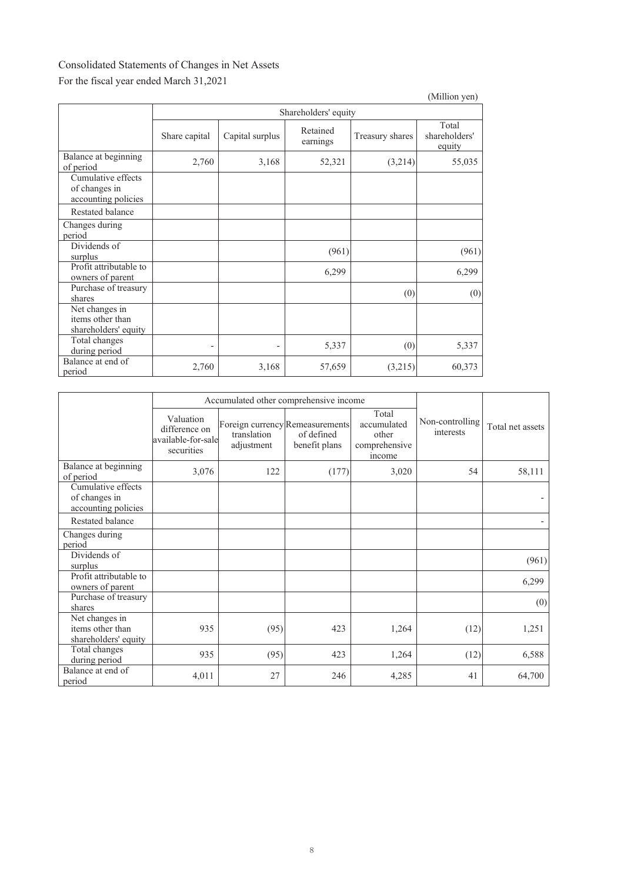Consolidated Statements of Changes in Net Assets

For the fiscal year ended March 31,2021

(Million yen)

| | Shareholders' equity | | | | |
|---|---|---|---|---|---|
| | Share capital | Capital surplus | Retained earnings | Treasury shares | Total shareholders' equity |
| Balance at beginning of period | 2,760 | 3,168 | 52,321 | (3,214) | 55,035 |
| Cumulative effects of changes in accounting policies | | | | | |
| Restated balance | | | | | |
| Changes during period | | | | | |
| Dividends of surplus | | | (961) | | (961) |
| Profit attributable to owners of parent | | | 6,299 | | 6,299 |
| Purchase of treasury shares | | | | (0) | (0) |
| Net changes in items other than shareholders' equity | | | | | |
| Total changes during period | - | - | 5,337 | (0) | 5,337 |
| Balance at end of period | 2,760 | 3,168 | 57,659 | (3,215) | 60,373 |

| | Accumulated other comprehensive income | | | | Non-controlling interests | Total net assets |
|---|---|---|---|---|---|---|
| | Valuation difference on available-for-sale securities | Foreign currency translation adjustment | Remeasurements of defined benefit plans | Total accumulated other comprehensive income | | |
| Balance at beginning of period | 3,076 | 122 | (177) | 3,020 | 54 | 58,111 |
| Cumulative effects of changes in accounting policies | | | | | | - |
| Restated balance | | | | | | - |
| Changes during period | | | | | | |
| Dividends of surplus | | | | | | (961) |
| Profit attributable to owners of parent | | | | | | 6,299 |
| Purchase of treasury shares | | | | | | (0) |
| Net changes in items other than shareholders' equity | 935 | (95) | 423 | 1,264 | (12) | 1,251 |
| Total changes during period | 935 | (95) | 423 | 1,264 | (12) | 6,588 |
| Balance at end of period | 4,011 | 27 | 246 | 4,285 | 41 | 64,700 |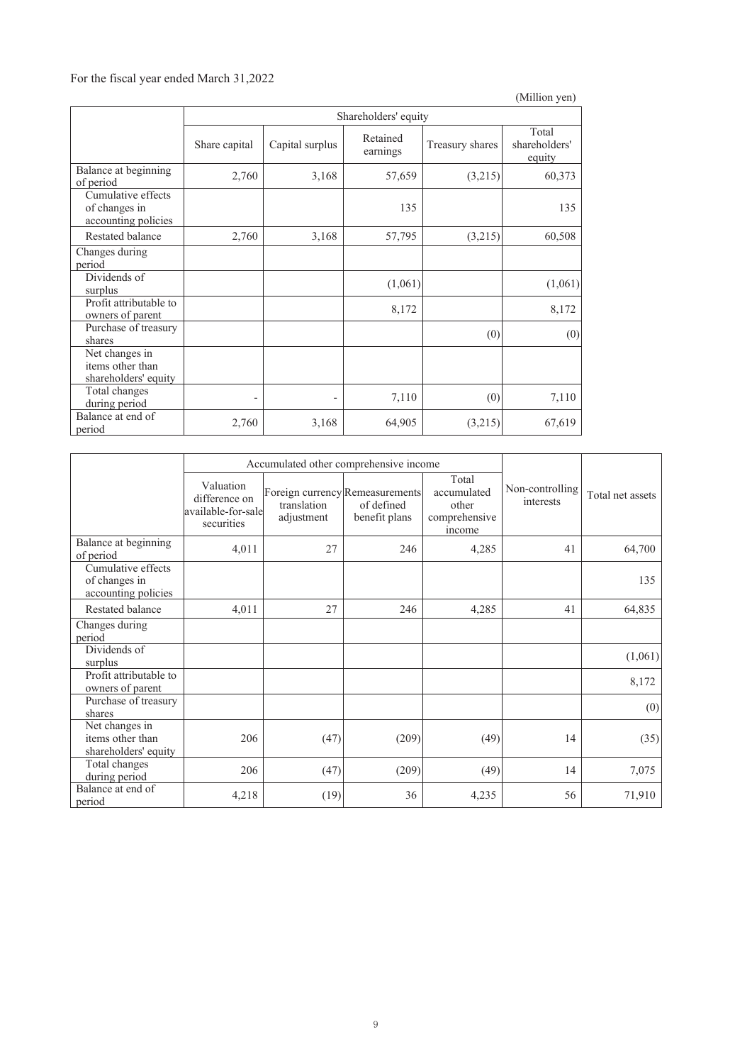For the fiscal year ended March 31,2022

(Million yen)

| | Shareholders' equity | | | | |
|---|---|---|---|---|---|
| | Share capital | Capital surplus | Retained earnings | Treasury shares | Total shareholders' equity |
| Balance at beginning of period | 2,760 | 3,168 | 57,659 | (3,215) | 60,373 |
| Cumulative effects of changes in accounting policies | | | 135 | | 135 |
| Restated balance | 2,760 | 3,168 | 57,795 | (3,215) | 60,508 |
| Changes during period | | | | | |
| Dividends of surplus | | | (1,061) | | (1,061) |
| Profit attributable to owners of parent | | | 8,172 | | 8,172 |
| Purchase of treasury shares | | | | (0) | (0) |
| Net changes in items other than shareholders' equity | | | | | |
| Total changes during period | - | - | 7,110 | (0) | 7,110 |
| Balance at end of period | 2,760 | 3,168 | 64,905 | (3,215) | 67,619 |

| | Accumulated other comprehensive income | | | | Non-controlling interests | Total net assets |
|---|---|---|---|---|---|---|
| | Valuation difference on available-for-sale securities | Foreign currency translation adjustment | Remeasurements of defined benefit plans | Total accumulated other comprehensive income | | |
| Balance at beginning of period | 4,011 | 27 | 246 | 4,285 | 41 | 64,700 |
| Cumulative effects of changes in accounting policies | | | | | | 135 |
| Restated balance | 4,011 | 27 | 246 | 4,285 | 41 | 64,835 |
| Changes during period | | | | | | |
| Dividends of surplus | | | | | | (1,061) |
| Profit attributable to owners of parent | | | | | | 8,172 |
| Purchase of treasury shares | | | | | | (0) |
| Net changes in items other than shareholders' equity | 206 | (47) | (209) | (49) | 14 | (35) |
| Total changes during period | 206 | (47) | (209) | (49) | 14 | 7,075 |
| Balance at end of period | 4,218 | (19) | 36 | 4,235 | 56 | 71,910 |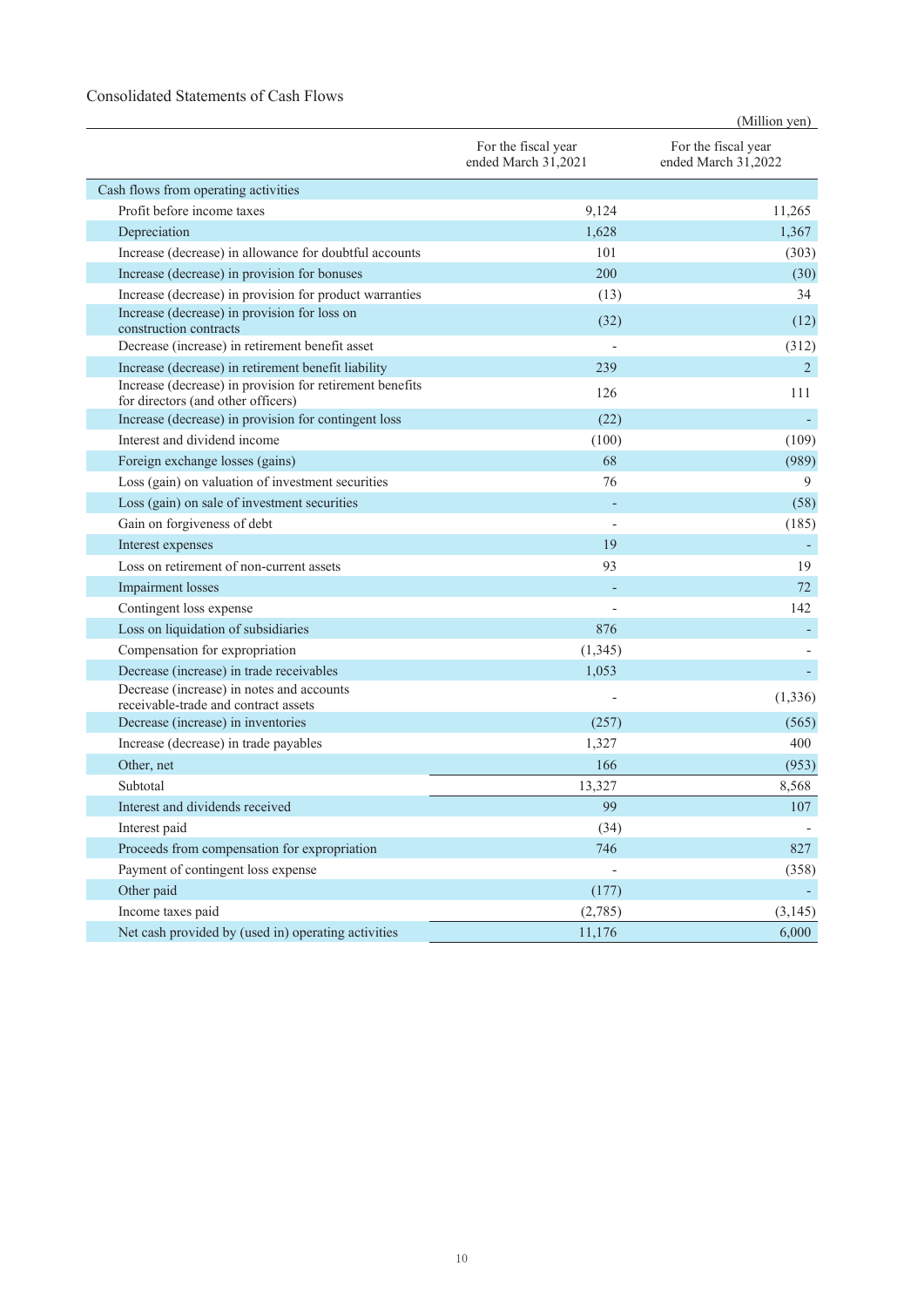Consolidated Statements of Cash Flows

(Million yen)

| | For the fiscal year ended March 31,2021 | For the fiscal year ended March 31,2022 |
|---|---|---|
| Cash flows from operating activities | | |
| Profit before income taxes | 9,124 | 11,265 |
| Depreciation | 1,628 | 1,367 |
| Increase (decrease) in allowance for doubtful accounts | 101 | (303) |
| Increase (decrease) in provision for bonuses | 200 | (30) |
| Increase (decrease) in provision for product warranties | (13) | 34 |
| Increase (decrease) in provision for loss on construction contracts | (32) | (12) |
| Decrease (increase) in retirement benefit asset | - | (312) |
| Increase (decrease) in retirement benefit liability | 239 | 2 |
| Increase (decrease) in provision for retirement benefits for directors (and other officers) | 126 | 111 |
| Increase (decrease) in provision for contingent loss | (22) | - |
| Interest and dividend income | (100) | (109) |
| Foreign exchange losses (gains) | 68 | (989) |
| Loss (gain) on valuation of investment securities | 76 | 9 |
| Loss (gain) on sale of investment securities | - | (58) |
| Gain on forgiveness of debt | - | (185) |
| Interest expenses | 19 | - |
| Loss on retirement of non-current assets | 93 | 19 |
| Impairment losses | - | 72 |
| Contingent loss expense | - | 142 |
| Loss on liquidation of subsidiaries | 876 | - |
| Compensation for expropriation | (1,345) | - |
| Decrease (increase) in trade receivables | 1,053 | - |
| Decrease (increase) in notes and accounts receivable-trade and contract assets | - | (1,336) |
| Decrease (increase) in inventories | (257) | (565) |
| Increase (decrease) in trade payables | 1,327 | 400 |
| Other, net | 166 | (953) |
| Subtotal | 13,327 | 8,568 |
| Interest and dividends received | 99 | 107 |
| Interest paid | (34) | - |
| Proceeds from compensation for expropriation | 746 | 827 |
| Payment of contingent loss expense | - | (358) |
| Other paid | (177) | - |
| Income taxes paid | (2,785) | (3,145) |
| Net cash provided by (used in) operating activities | 11,176 | 6,000 |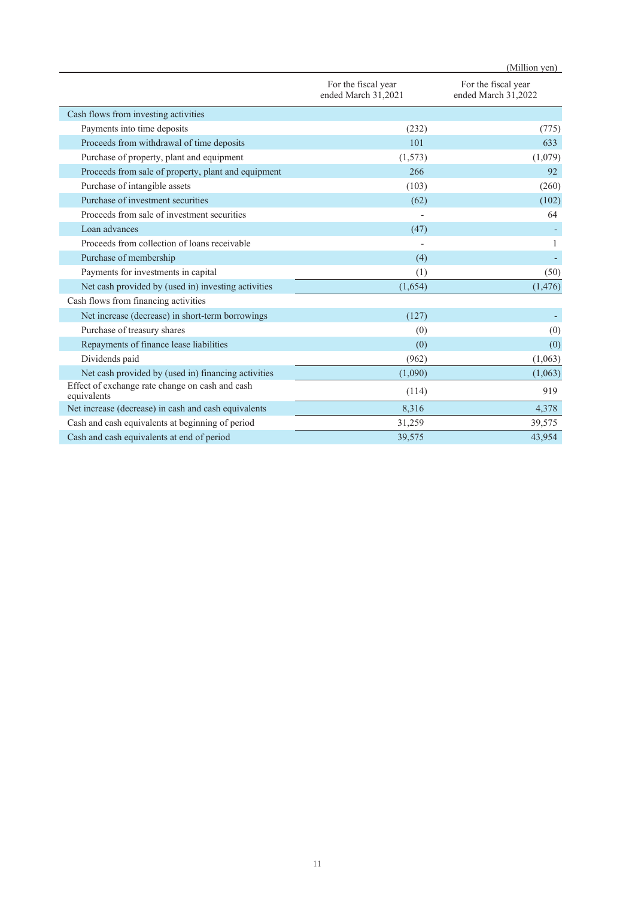(Million yen)

| | For the fiscal year ended March 31,2021 | For the fiscal year ended March 31,2022 |
|---|---|---|
| Cash flows from investing activities | | |
| Payments into time deposits | (232) | (775) |
| Proceeds from withdrawal of time deposits | 101 | 633 |
| Purchase of property, plant and equipment | (1,573) | (1,079) |
| Proceeds from sale of property, plant and equipment | 266 | 92 |
| Purchase of intangible assets | (103) | (260) |
| Purchase of investment securities | (62) | (102) |
| Proceeds from sale of investment securities | - | 64 |
| Loan advances | (47) | - |
| Proceeds from collection of loans receivable | - | 1 |
| Purchase of membership | (4) | - |
| Payments for investments in capital | (1) | (50) |
| Net cash provided by (used in) investing activities | (1,654) | (1,476) |
| Cash flows from financing activities | | |
| Net increase (decrease) in short-term borrowings | (127) | - |
| Purchase of treasury shares | (0) | (0) |
| Repayments of finance lease liabilities | (0) | (0) |
| Dividends paid | (962) | (1,063) |
| Net cash provided by (used in) financing activities | (1,090) | (1,063) |
| Effect of exchange rate change on cash and cash equivalents | (114) | 919 |
| Net increase (decrease) in cash and cash equivalents | 8,316 | 4,378 |
| Cash and cash equivalents at beginning of period | 31,259 | 39,575 |
| Cash and cash equivalents at end of period | 39,575 | 43,954 |